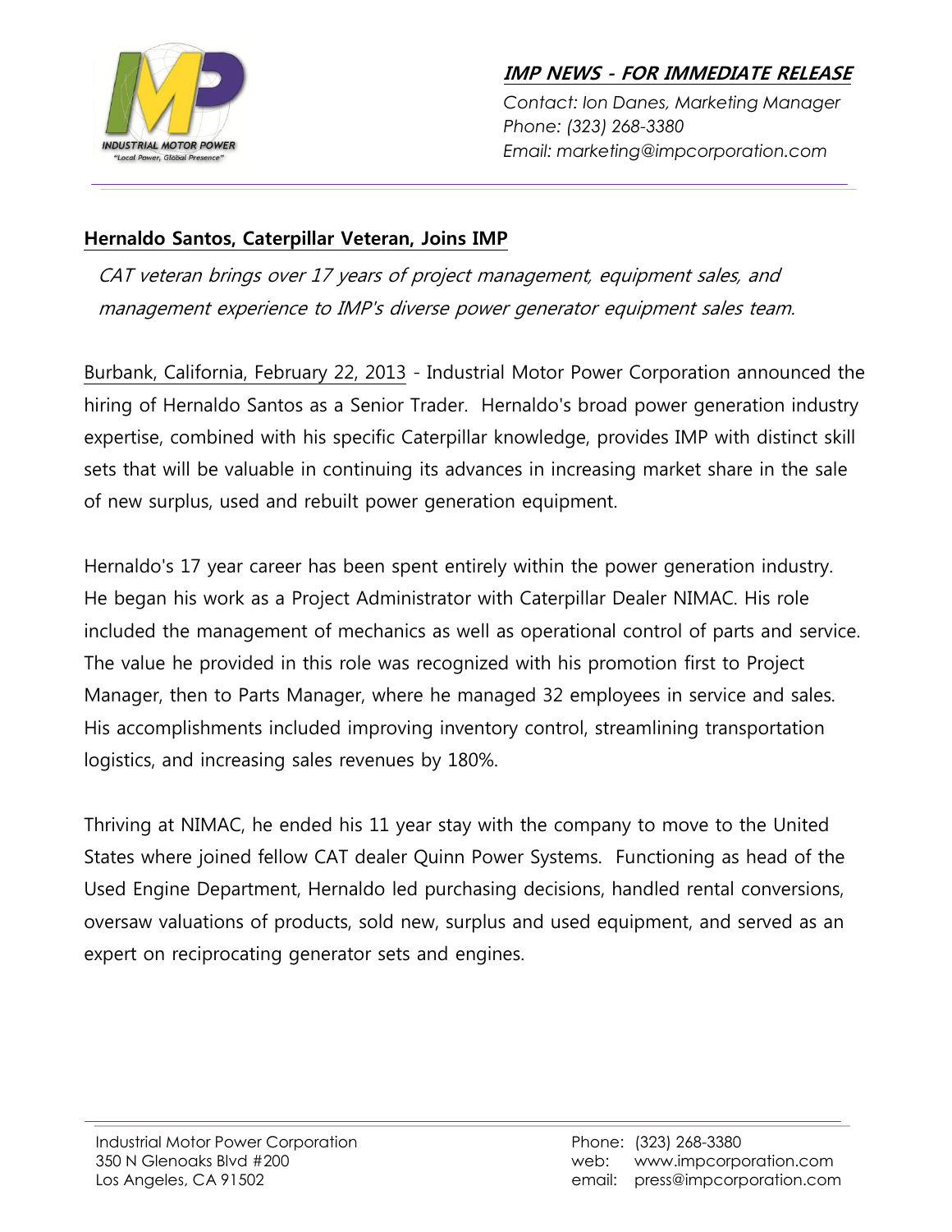**IMP NEWS - FOR IMMEDIATE RELEASE**

*Contact: Ion Danes, Marketing Manager*
*Phone: (323) 268-3380*
*Email: marketing@impcorporation.com*

## Hernaldo Santos, Caterpillar Veteran, Joins IMP

*CAT veteran brings over 17 years of project management, equipment sales, and management experience to IMP's diverse power generator equipment sales team.*

Burbank, California, February 22, 2013 - Industrial Motor Power Corporation announced the hiring of Hernaldo Santos as a Senior Trader. Hernaldo's broad power generation industry expertise, combined with his specific Caterpillar knowledge, provides IMP with distinct skill sets that will be valuable in continuing its advances in increasing market share in the sale of new surplus, used and rebuilt power generation equipment.

Hernaldo's 17 year career has been spent entirely within the power generation industry. He began his work as a Project Administrator with Caterpillar Dealer NIMAC. His role included the management of mechanics as well as operational control of parts and service. The value he provided in this role was recognized with his promotion first to Project Manager, then to Parts Manager, where he managed 32 employees in service and sales. His accomplishments included improving inventory control, streamlining transportation logistics, and increasing sales revenues by 180%.

Thriving at NIMAC, he ended his 11 year stay with the company to move to the United States where joined fellow CAT dealer Quinn Power Systems. Functioning as head of the Used Engine Department, Hernaldo led purchasing decisions, handled rental conversions, oversaw valuations of products, sold new, surplus and used equipment, and served as an expert on reciprocating generator sets and engines.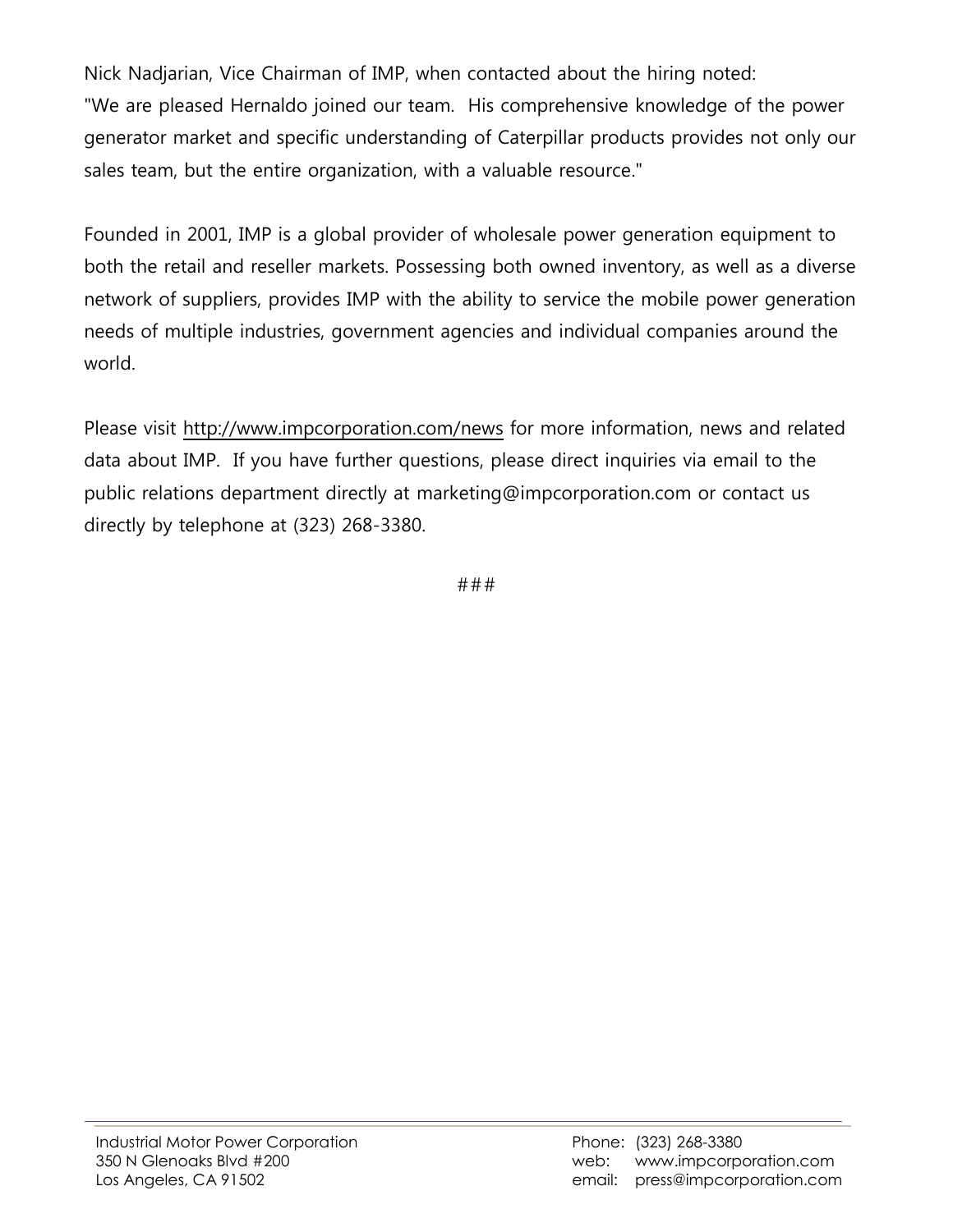Nick Nadjarian, Vice Chairman of IMP, when contacted about the hiring noted:
"We are pleased Hernaldo joined our team. His comprehensive knowledge of the power generator market and specific understanding of Caterpillar products provides not only our sales team, but the entire organization, with a valuable resource."

Founded in 2001, IMP is a global provider of wholesale power generation equipment to both the retail and reseller markets. Possessing both owned inventory, as well as a diverse network of suppliers, provides IMP with the ability to service the mobile power generation needs of multiple industries, government agencies and individual companies around the world.

Please visit http://www.impcorporation.com/news for more information, news and related data about IMP. If you have further questions, please direct inquiries via email to the public relations department directly at marketing@impcorporation.com or contact us directly by telephone at (323) 268-3380.

###